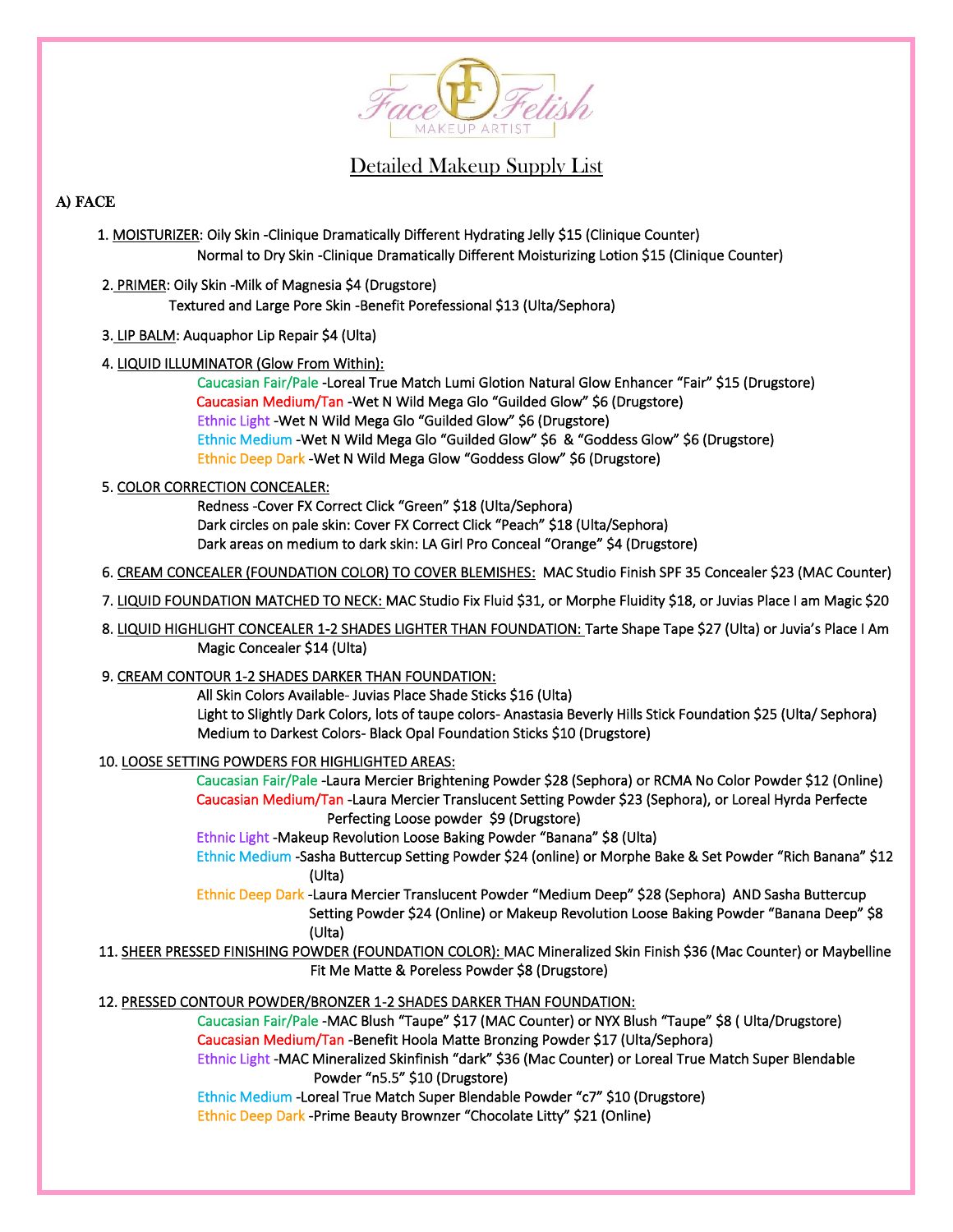Face Fetish MAKEUP ARTIST

# Detailed Makeup Supply List

## A) FACE

1. MOIST​URIZER: Oily Skin -Clinique Dramatically Different Hydrating Jelly $15 (Clinique Counter)
   Normal to Dry Skin -Clinique Dramatically Different Moisturizing Lotion $15 (Clinique Counter)

2. PRIMER: Oily Skin -Milk of Magnesia $4 (Drugstore)
   Textured and Large Pore Skin -Benefit Porefessional $13 (Ulta/Sephora)

3. LIP BALM: Auquaphor Lip Repair $4 (Ulta)

4. LIQUID ILLUMINATOR (Glow From Within):
   Caucasian Fair/Pale -Loreal True Match Lumi Glotion Natural Glow Enhancer "Fair" $15 (Drugstore)
   Caucasian Medium/Tan -Wet N Wild Mega Glo "Guilded Glow" $6 (Drugstore)
   Ethnic Light -Wet N Wild Mega Glo "Guilded Glow" $6 (Drugstore)
   Ethnic Medium -Wet N Wild Mega Glo "Guilded Glow" $6 & "Goddess Glow" $6 (Drugstore)
   Ethnic Deep Dark -Wet N Wild Mega Glow "Goddess Glow" $6 (Drugstore)

5. COLOR CORRECTION CONCEALER:
   Redness -Cover FX Correct Click "Green" $18 (Ulta/Sephora)
   Dark circles on pale skin: Cover FX Correct Click "Peach" $18 (Ulta/Sephora)
   Dark areas on medium to dark skin: LA Girl Pro Conceal "Orange" $4 (Drugstore)

6. CREAM CONCEALER (FOUNDATION COLOR) TO COVER BLEMISHES: MAC Studio Finish SPF 35 Concealer $23 (MAC Counter)

7. LIQUID FOUNDATION MATCHED TO NECK: MAC Studio Fix Fluid $31, or Morphe Fluidity $18, or Juvias Place I am Magic $20

8. LIQUID HIGHLIGHT CONCEALER 1-2 SHADES LIGHTER THAN FOUNDATION: Tarte Shape Tape $27 (Ulta) or Juvia's Place I Am Magic Concealer $14 (Ulta)

9. CREAM CONTOUR 1-2 SHADES DARKER THAN FOUNDATION:
   All Skin Colors Available- Juvias Place Shade Sticks $16 (Ulta)
   Light to Slightly Dark Colors, lots of taupe colors- Anastasia Beverly Hills Stick Foundation $25 (Ulta/ Sephora)
   Medium to Darkest Colors- Black Opal Foundation Sticks $10 (Drugstore)

10. LOOSE SETTING POWDERS FOR HIGHLIGHTED AREAS:
    Caucasian Fair/Pale -Laura Mercier Brightening Powder $28 (Sephora) or RCMA No Color Powder $12 (Online)
    Caucasian Medium/Tan -Laura Mercier Translucent Setting Powder $23 (Sephora), or Loreal Hyrda Perfecte Perfecting Loose powder $9 (Drugstore)
    Ethnic Light -Makeup Revolution Loose Baking Powder "Banana" $8 (Ulta)
    Ethnic Medium -Sasha Buttercup Setting Powder $24 (online) or Morphe Bake & Set Powder "Rich Banana" $12 (Ulta)
    Ethnic Deep Dark -Laura Mercier Translucent Powder "Medium Deep" $28 (Sephora) AND Sasha Buttercup Setting Powder $24 (Online) or Makeup Revolution Loose Baking Powder "Banana Deep" $8 (Ulta)

11. SHEER PRESSED FINISHING POWDER (FOUNDATION COLOR): MAC Mineralized Skin Finish $36 (Mac Counter) or Maybelline Fit Me Matte & Poreless Powder $8 (Drugstore)

12. PRESSED CONTOUR POWDER/BRONZER 1-2 SHADES DARKER THAN FOUNDATION:
    Caucasian Fair/Pale -MAC Blush "Taupe" $17 (MAC Counter) or NYX Blush "Taupe" $8 ( Ulta/Drugstore)
    Caucasian Medium/Tan -Benefit Hoola Matte Bronzing Powder $17 (Ulta/Sephora)
    Ethnic Light -MAC Mineralized Skinfinish "dark" $36 (Mac Counter) or Loreal True Match Super Blendable Powder "n5.5" $10 (Drugstore)
    Ethnic Medium -Loreal True Match Super Blendable Powder "c7" $10 (Drugstore)
    Ethnic Deep Dark -Prime Beauty Brownzer "Chocolate Litty" $21 (Online)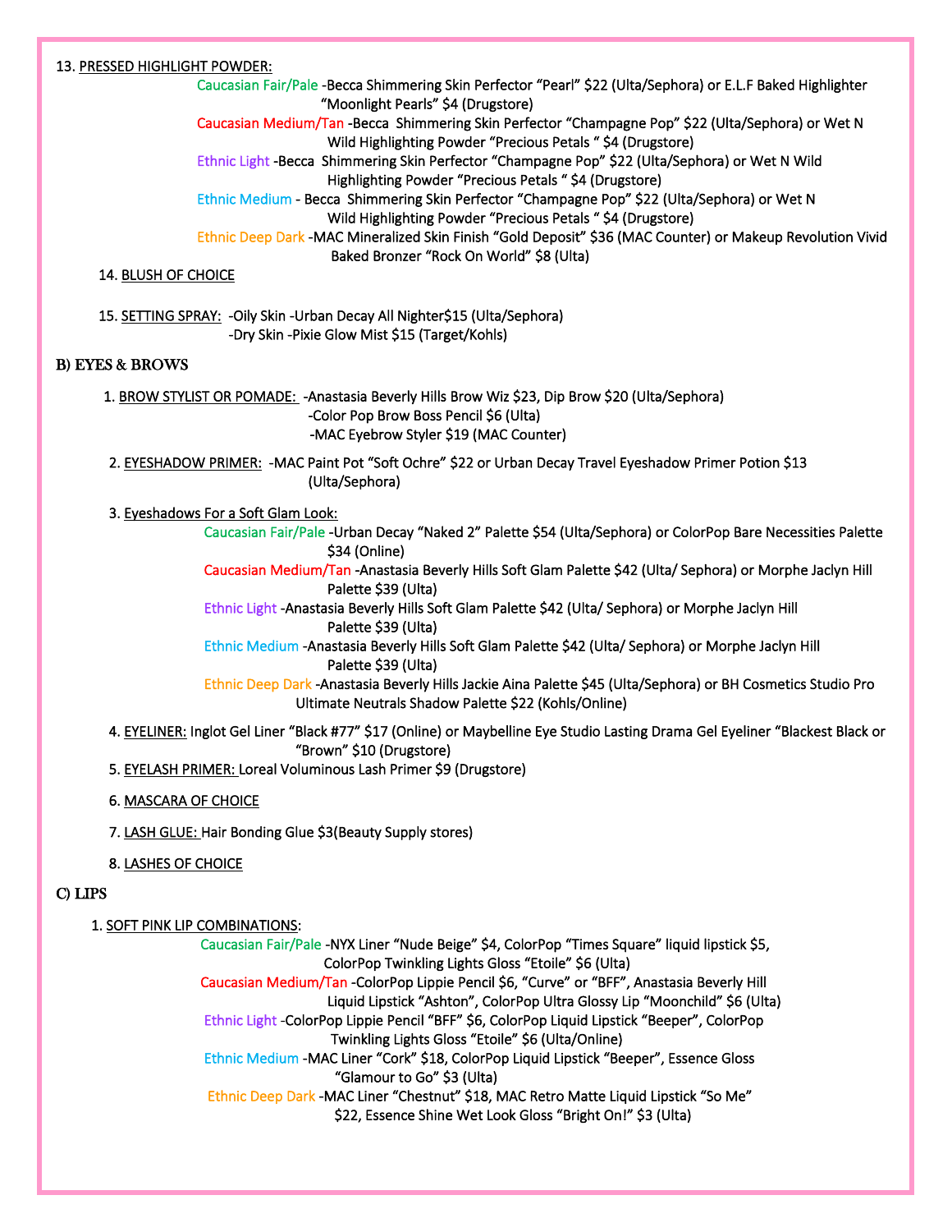13. PRESSED HIGHLIGHT POWDER:

Caucasian Fair/Pale -Becca Shimmering Skin Perfector "Pearl" $22 (Ulta/Sephora) or E.L.F Baked Highlighter "Moonlight Pearls" $4 (Drugstore)

Caucasian Medium/Tan -Becca Shimmering Skin Perfector "Champagne Pop" $22 (Ulta/Sephora) or Wet N Wild Highlighting Powder "Precious Petals " $4 (Drugstore)

Ethnic Light -Becca Shimmering Skin Perfector "Champagne Pop" $22 (Ulta/Sephora) or Wet N Wild Highlighting Powder "Precious Petals " $4 (Drugstore)

Ethnic Medium - Becca Shimmering Skin Perfector "Champagne Pop" $22 (Ulta/Sephora) or Wet N Wild Highlighting Powder "Precious Petals " $4 (Drugstore)

Ethnic Deep Dark -MAC Mineralized Skin Finish "Gold Deposit" $36 (MAC Counter) or Makeup Revolution Vivid Baked Bronzer "Rock On World" $8 (Ulta)

14. BLUSH OF CHOICE

15. SETTING SPRAY: -Oily Skin -Urban Decay All Nighter$15 (Ulta/Sephora)
-Dry Skin -Pixie Glow Mist $15 (Target/Kohls)

## B) EYES & BROWS

1. BROW STYLIST OR POMADE: -Anastasia Beverly Hills Brow Wiz $23, Dip Brow $20 (Ulta/Sephora)
-Color Pop Brow Boss Pencil $6 (Ulta)
-MAC Eyebrow Styler $19 (MAC Counter)

2. EYESHADOW PRIMER: -MAC Paint Pot "Soft Ochre" $22 or Urban Decay Travel Eyeshadow Primer Potion $13 (Ulta/Sephora)

3. Eyeshadows For a Soft Glam Look:

Caucasian Fair/Pale -Urban Decay "Naked 2" Palette $54 (Ulta/Sephora) or ColorPop Bare Necessities Palette $34 (Online)

Caucasian Medium/Tan -Anastasia Beverly Hills Soft Glam Palette $42 (Ulta/ Sephora) or Morphe Jaclyn Hill Palette $39 (Ulta)

Ethnic Light -Anastasia Beverly Hills Soft Glam Palette $42 (Ulta/ Sephora) or Morphe Jaclyn Hill Palette $39 (Ulta)

Ethnic Medium -Anastasia Beverly Hills Soft Glam Palette $42 (Ulta/ Sephora) or Morphe Jaclyn Hill Palette $39 (Ulta)

Ethnic Deep Dark -Anastasia Beverly Hills Jackie Aina Palette $45 (Ulta/Sephora) or BH Cosmetics Studio Pro Ultimate Neutrals Shadow Palette $22 (Kohls/Online)

4. EYELINER: Inglot Gel Liner "Black #77" $17 (Online) or Maybelline Eye Studio Lasting Drama Gel Eyeliner "Blackest Black or "Brown" $10 (Drugstore)

5. EYELASH PRIMER: Loreal Voluminous Lash Primer $9 (Drugstore)

6. MASCARA OF CHOICE

7. LASH GLUE: Hair Bonding Glue $3(Beauty Supply stores)

8. LASHES OF CHOICE

## C) LIPS

1. SOFT PINK LIP COMBINATIONS:

Caucasian Fair/Pale -NYX Liner "Nude Beige" $4, ColorPop "Times Square" liquid lipstick $5, ColorPop Twinkling Lights Gloss "Etoile" $6 (Ulta)

Caucasian Medium/Tan -ColorPop Lippie Pencil $6, "Curve" or "BFF", Anastasia Beverly Hill Liquid Lipstick "Ashton", ColorPop Ultra Glossy Lip "Moonchild" $6 (Ulta)

Ethnic Light -ColorPop Lippie Pencil "BFF" $6, ColorPop Liquid Lipstick "Beeper", ColorPop Twinkling Lights Gloss "Etoile" $6 (Ulta/Online)

Ethnic Medium -MAC Liner "Cork" $18, ColorPop Liquid Lipstick "Beeper", Essence Gloss "Glamour to Go" $3 (Ulta)

Ethnic Deep Dark -MAC Liner "Chestnut" $18, MAC Retro Matte Liquid Lipstick "So Me" $22, Essence Shine Wet Look Gloss "Bright On!" $3 (Ulta)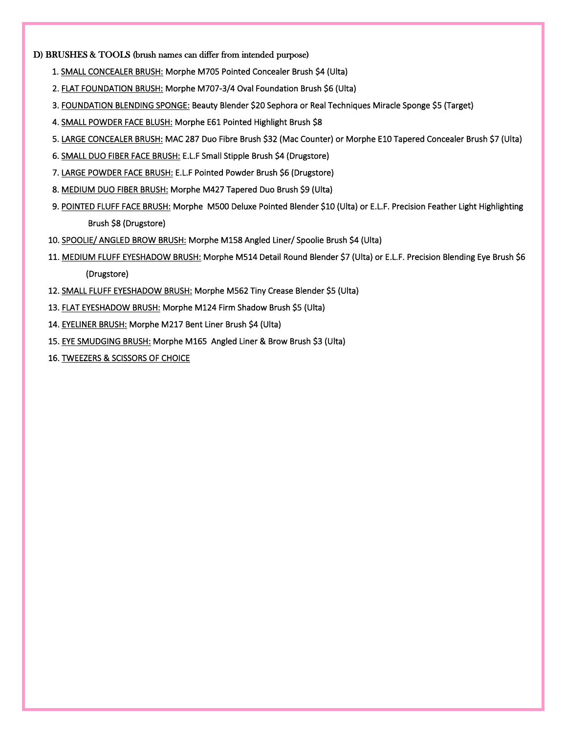**D) BRUSHES & TOOLS** (brush names can differ from intended purpose)

1. <u>SMALL CONCEALER BRUSH:</u> Morphe M705 Pointed Concealer Brush $4 (Ulta)
2. <u>FLAT FOUNDATION BRUSH:</u> Morphe M707-3/4 Oval Foundation Brush $6 (Ulta)
3. <u>FOUNDATION BLENDING SPONGE:</u> Beauty Blender $20 Sephora or Real Techniques Miracle Sponge $5 (Target)
4. <u>SMALL POWDER FACE BLUSH:</u> Morphe E61 Pointed Highlight Brush $8
5. <u>LARGE CONCEALER BRUSH:</u> MAC 287 Duo Fibre Brush $32 (Mac Counter) or Morphe E10 Tapered Concealer Brush $7 (Ulta)
6. <u>SMALL DUO FIBER FACE BRUSH:</u> E.L.F Small Stipple Brush $4 (Drugstore)
7. <u>LARGE POWDER FACE BRUSH:</u> E.L.F Pointed Powder Brush $6 (Drugstore)
8. <u>MEDIUM DUO FIBER BRUSH:</u> Morphe M427 Tapered Duo Brush $9 (Ulta)
9. <u>POINTED FLUFF FACE BRUSH:</u> Morphe M500 Deluxe Pointed Blender $10 (Ulta) or E.L.F. Precision Feather Light Highlighting Brush $8 (Drugstore)
10. <u>SPOOLIE/ ANGLED BROW BRUSH:</u> Morphe M158 Angled Liner/ Spoolie Brush $4 (Ulta)
11. <u>MEDIUM FLUFF EYESHADOW BRUSH:</u> Morphe M514 Detail Round Blender $7 (Ulta) or E.L.F. Precision Blending Eye Brush $6 (Drugstore)
12. <u>SMALL FLUFF EYESHADOW BRUSH:</u> Morphe M562 Tiny Crease Blender $5 (Ulta)
13. <u>FLAT EYESHADOW BRUSH:</u> Morphe M124 Firm Shadow Brush $5 (Ulta)
14. <u>EYELINER BRUSH:</u> Morphe M217 Bent Liner Brush $4 (Ulta)
15. <u>EYE SMUDGING BRUSH:</u> Morphe M165 Angled Liner & Brow Brush $3 (Ulta)
16. <u>TWEEZERS & SCISSORS OF CHOICE</u>